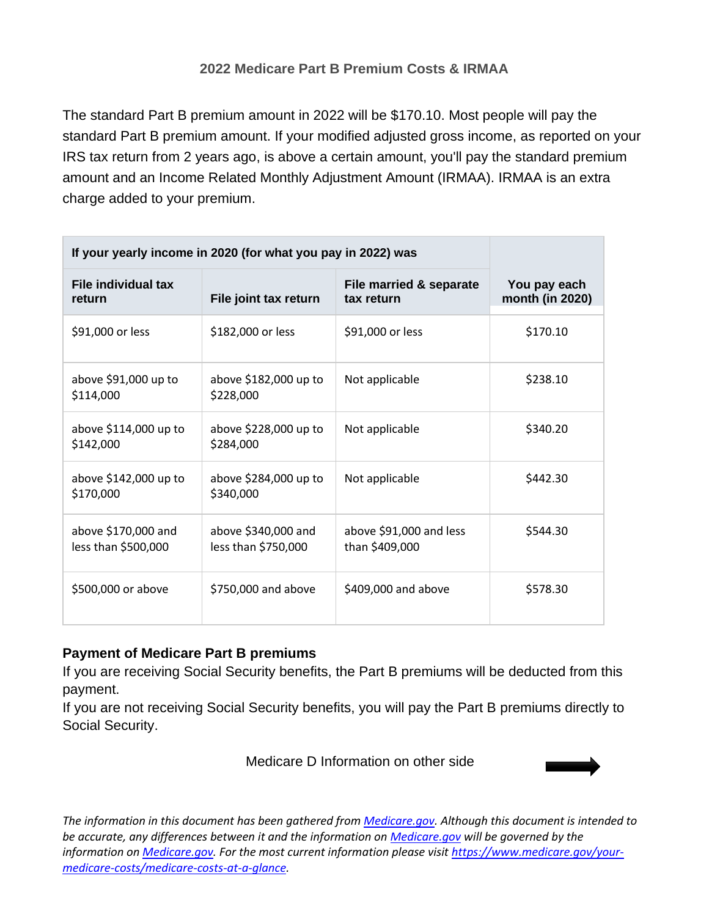## 2022 Medicare Part B Premium Costs & IRMAA

The standard Part B premium amount in 2022 will be $170.10. Most people will pay the standard Part B premium amount. If your modified adjusted gross income, as reported on your IRS tax return from 2 years ago, is above a certain amount, you'll pay the standard premium amount and an Income Related Monthly Adjustment Amount (IRMAA). IRMAA is an extra charge added to your premium.

| If your yearly income in 2020 (for what you pay in 2022) was | | | |
|---|---|---|---|
| **File individual tax return** | **File joint tax return** | **File married & separate tax return** | **You pay each month (in 2020)** |
| $91,000 or less | $182,000 or less | $91,000 or less | $170.10 |
| above $91,000 up to $114,000 | above $182,000 up to $228,000 | Not applicable | $238.10 |
| above $114,000 up to $142,000 | above $228,000 up to $284,000 | Not applicable | $340.20 |
| above $142,000 up to $170,000 | above $284,000 up to $340,000 | Not applicable | $442.30 |
| above $170,000 and less than $500,000 | above $340,000 and less than $750,000 | above $91,000 and less than $409,000 | $544.30 |
| $500,000 or above | $750,000 and above | $409,000 and above | $578.30 |

### Payment of Medicare Part B premiums

If you are receiving Social Security benefits, the Part B premiums will be deducted from this payment.

If you are not receiving Social Security benefits, you will pay the Part B premiums directly to Social Security.

Medicare D Information on other side

*The information in this document has been gathered from [Medicare.gov](https://www.medicare.gov). Although this document is intended to be accurate, any differences between it and the information on [Medicare.gov](https://www.medicare.gov) will be governed by the information on [Medicare.gov](https://www.medicare.gov). For the most current information please visit [https://www.medicare.gov/your-medicare-costs/medicare-costs-at-a-glance](https://www.medicare.gov/your-medicare-costs/medicare-costs-at-a-glance).*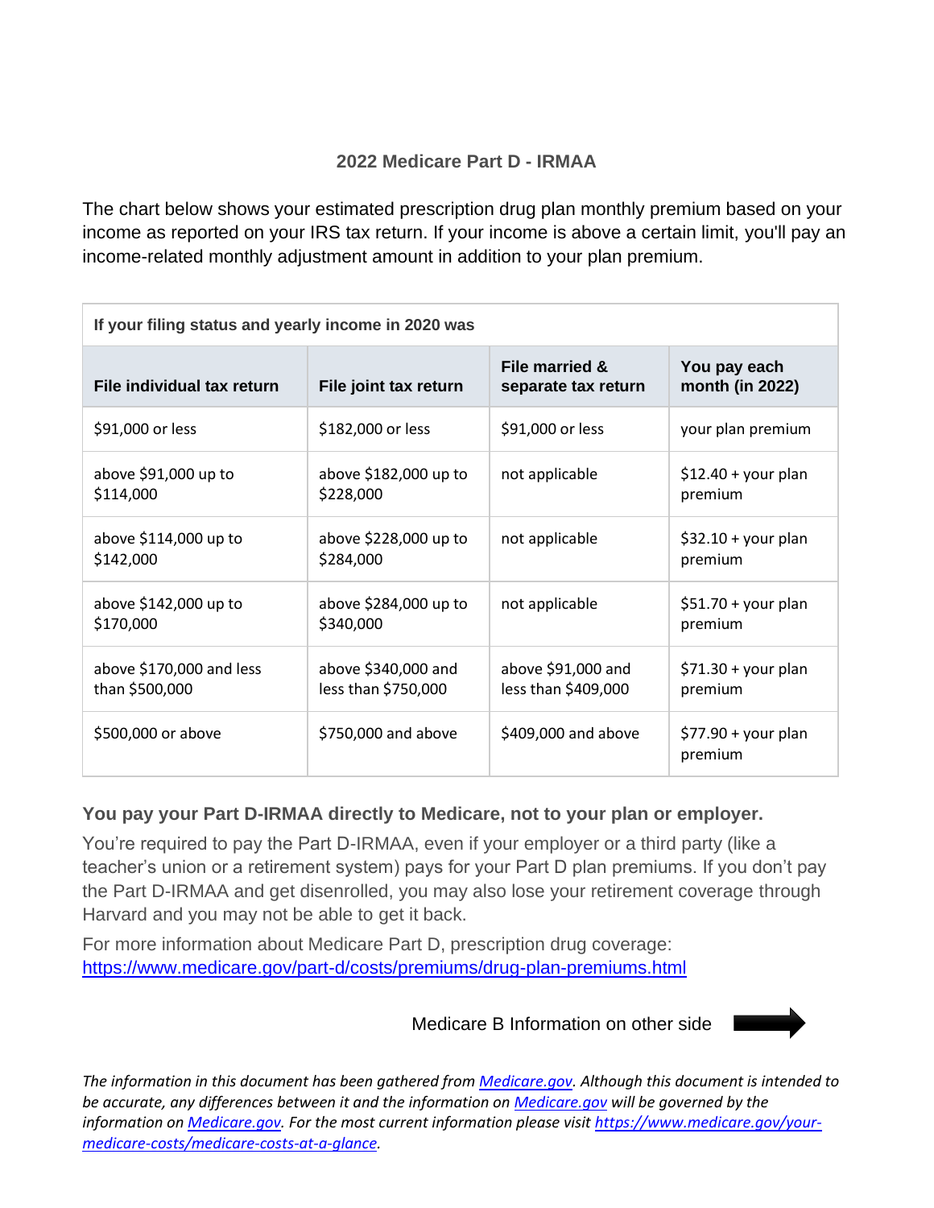## 2022 Medicare Part D - IRMAA

The chart below shows your estimated prescription drug plan monthly premium based on your income as reported on your IRS tax return. If your income is above a certain limit, you'll pay an income-related monthly adjustment amount in addition to your plan premium.

| If your filing status and yearly income in 2020 was | | | |
|---|---|---|---|
| **File individual tax return** | **File joint tax return** | **File married & separate tax return** | **You pay each month (in 2022)** |
| $91,000 or less | $182,000 or less | $91,000 or less | your plan premium |
| above $91,000 up to $114,000 | above $182,000 up to $228,000 | not applicable | $12.40 + your plan premium |
| above $114,000 up to $142,000 | above $228,000 up to $284,000 | not applicable | $32.10 + your plan premium |
| above $142,000 up to $170,000 | above $284,000 up to $340,000 | not applicable | $51.70 + your plan premium |
| above $170,000 and less than $500,000 | above $340,000 and less than $750,000 | above $91,000 and less than $409,000 | $71.30 + your plan premium |
| $500,000 or above | $750,000 and above | $409,000 and above | $77.90 + your plan premium |

**You pay your Part D-IRMAA directly to Medicare, not to your plan or employer.**

You're required to pay the Part D-IRMAA, even if your employer or a third party (like a teacher's union or a retirement system) pays for your Part D plan premiums. If you don't pay the Part D-IRMAA and get disenrolled, you may also lose your retirement coverage through Harvard and you may not be able to get it back.

For more information about Medicare Part D, prescription drug coverage: https://www.medicare.gov/part-d/costs/premiums/drug-plan-premiums.html

Medicare B Information on other side

*The information in this document has been gathered from Medicare.gov. Although this document is intended to be accurate, any differences between it and the information on Medicare.gov will be governed by the information on Medicare.gov. For the most current information please visit https://www.medicare.gov/your-medicare-costs/medicare-costs-at-a-glance.*